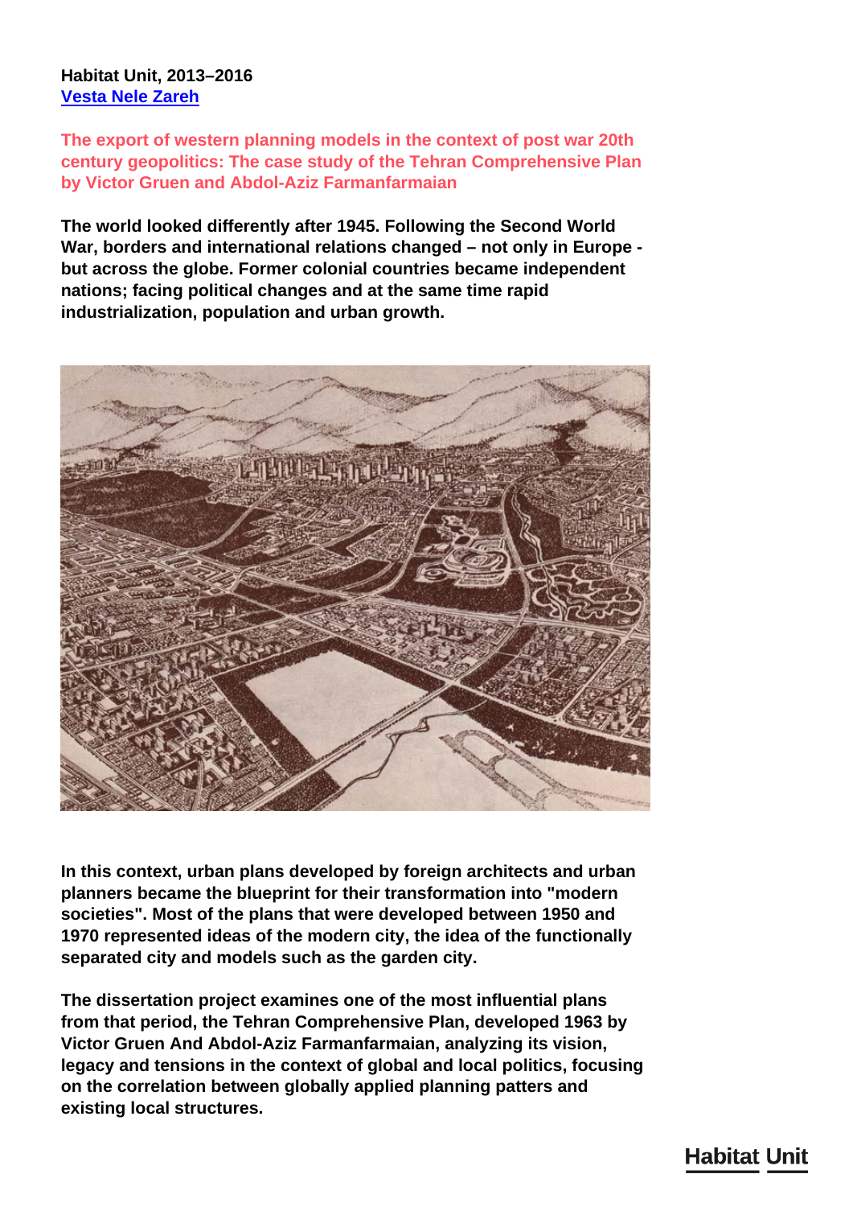**Habitat Unit, 2013–2016**
[Vesta Nele Zareh]

## The export of western planning models in the context of post war 20th century geopolitics: The case study of the Tehran Comprehensive Plan by Victor Gruen and Abdol-Aziz Farmanfarmaian

**The world looked differently after 1945. Following the Second World War, borders and international relations changed – not only in Europe - but across the globe. Former colonial countries became independent nations; facing political changes and at the same time rapid industrialization, population and urban growth.**

**In this context, urban plans developed by foreign architects and urban planners became the blueprint for their transformation into "modern societies". Most of the plans that were developed between 1950 and 1970 represented ideas of the modern city, the idea of the functionally separated city and models such as the garden city.**

**The dissertation project examines one of the most influential plans from that period, the Tehran Comprehensive Plan, developed 1963 by Victor Gruen And Abdol-Aziz Farmanfarmaian, analyzing its vision, legacy and tensions in the context of global and local politics, focusing on the correlation between globally applied planning patters and existing local structures.**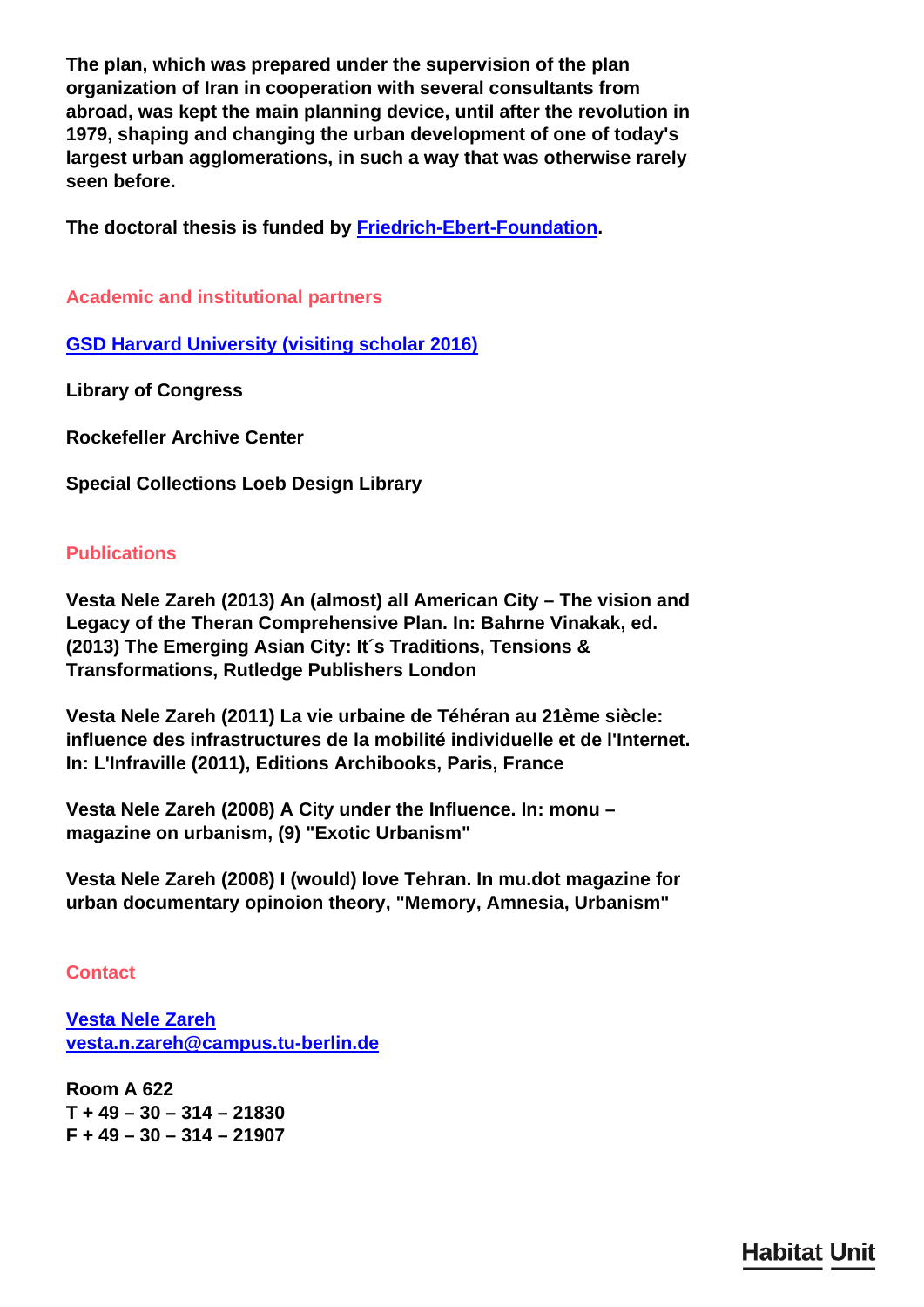**The plan, which was prepared under the supervision of the plan organization of Iran in cooperation with several consultants from abroad, was kept the main planning device, until after the revolution in 1979, shaping and changing the urban development of one of today's largest urban agglomerations, in such a way that was otherwise rarely seen before.**

**The doctoral thesis is funded by [Friedrich-Ebert-Foundation].**

## Academic and institutional partners

**[GSD Harvard University (visiting scholar 2016)]**

**Library of Congress**

**Rockefeller Archive Center**

**Special Collections Loeb Design Library**

## Publications

**Vesta Nele Zareh (2013) An (almost) all American City – The vision and Legacy of the Theran Comprehensive Plan. In: Bahrne Vinakak, ed. (2013) The Emerging Asian City: It´s Traditions, Tensions & Transformations, Rutledge Publishers London**

**Vesta Nele Zareh (2011) La vie urbaine de Téhéran au 21ème siècle: influence des infrastructures de la mobilité individuelle et de l'Internet. In: L'Infraville (2011), Editions Archibooks, Paris, France**

**Vesta Nele Zareh (2008) A City under the Influence. In: monu – magazine on urbanism, (9) "Exotic Urbanism"**

**Vesta Nele Zareh (2008) I (would) love Tehran. In mu.dot magazine for urban documentary opinoion theory, "Memory, Amnesia, Urbanism"**

## Contact

**[Vesta Nele Zareh]**
**[vesta.n.zareh@campus.tu-berlin.de]**

**Room A 622**
**T + 49 – 30 – 314 – 21830**
**F + 49 – 30 – 314 – 21907**

Habitat Unit